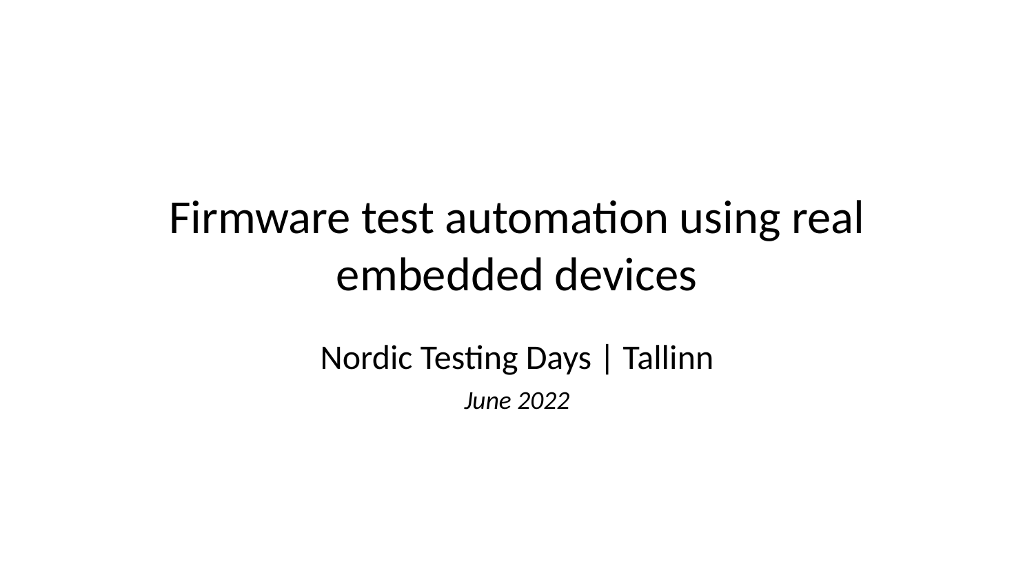# Firmware test automation using real embedded devices

Nordic Testing Days | Tallinn

*June 2022*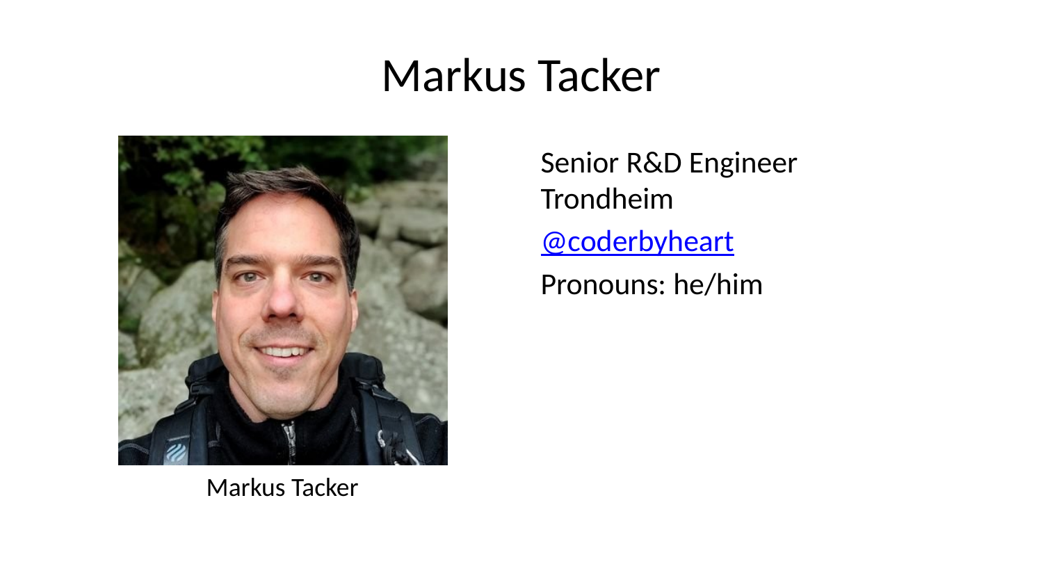# Markus Tacker

Markus Tacker

Senior R&D Engineer
Trondheim

@coderbyheart

Pronouns: he/him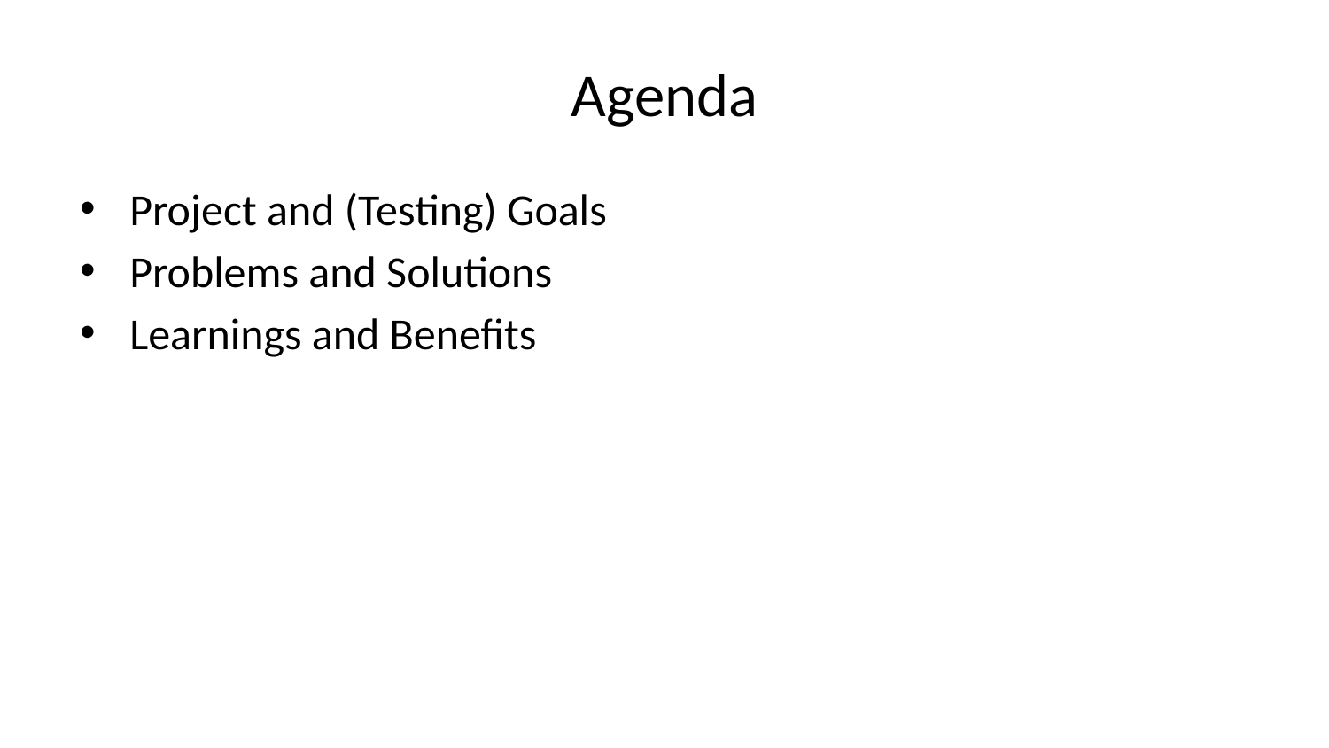# Agenda

- Project and (Testing) Goals
- Problems and Solutions
- Learnings and Benefits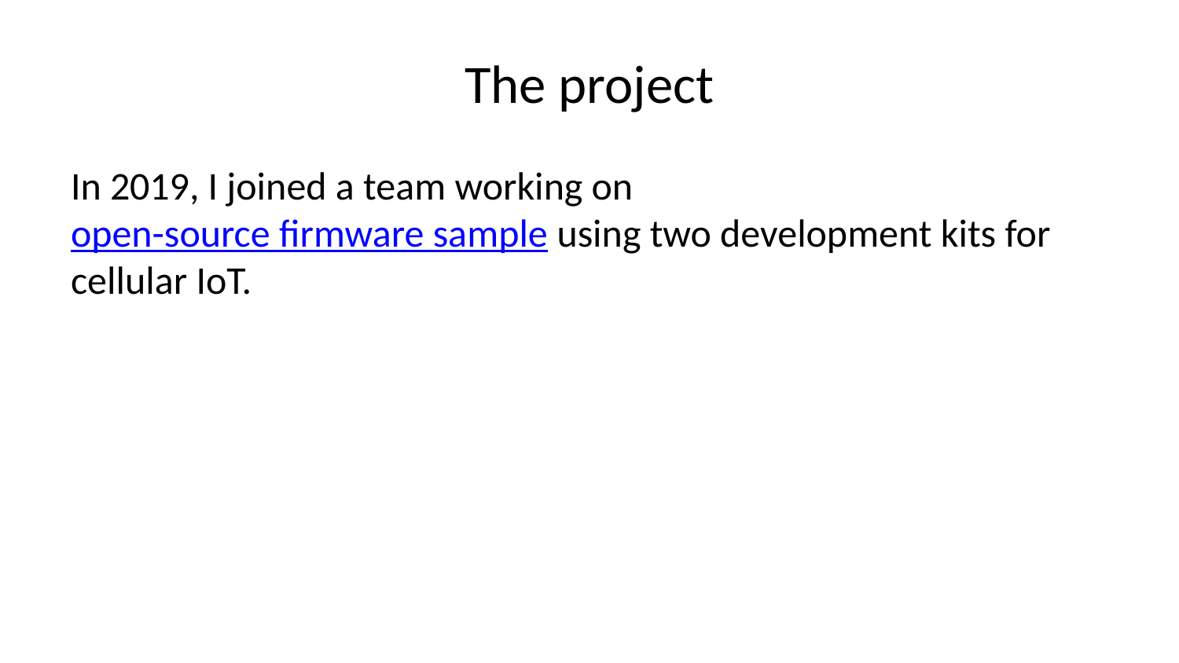# The project

In 2019, I joined a team working on open-source firmware sample using two development kits for cellular IoT.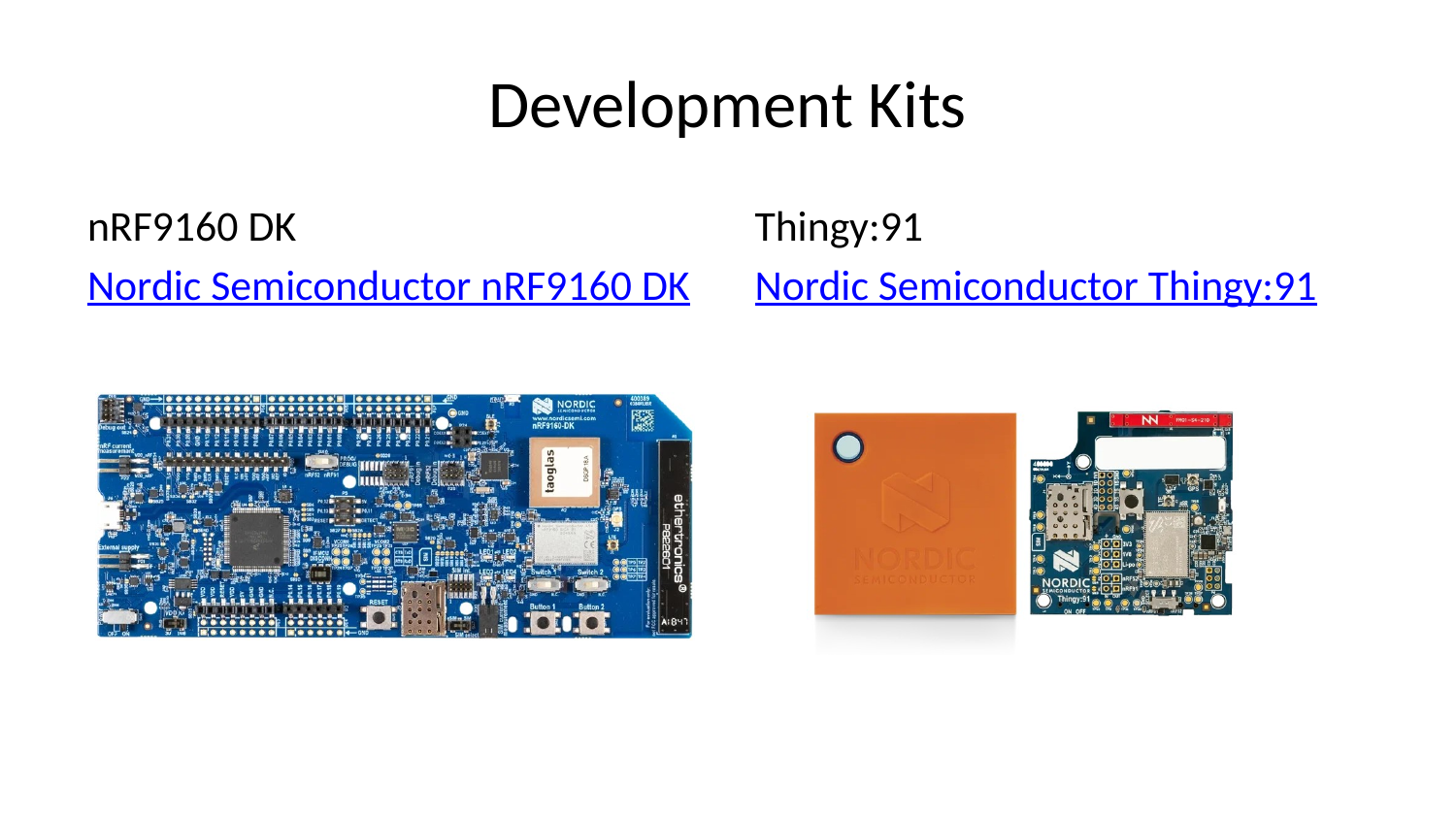# Development Kits

nRF9160 DK

Nordic Semiconductor nRF9160 DK

Thingy:91

Nordic Semiconductor Thingy:91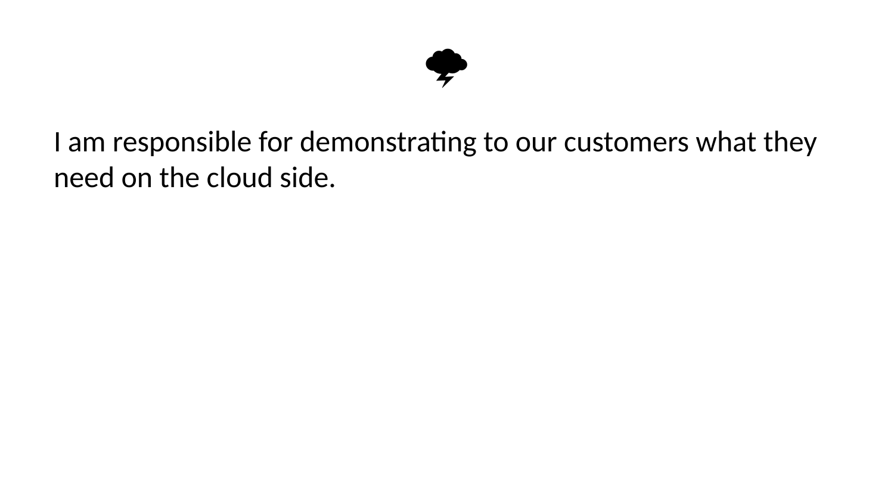🌩

I am responsible for demonstrating to our customers what they need on the cloud side.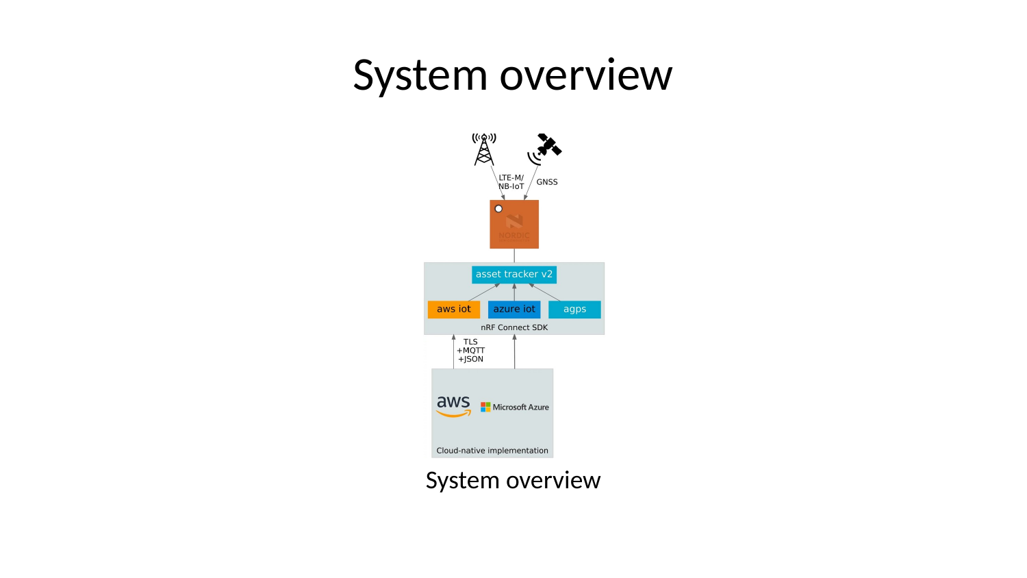# System overview

System overview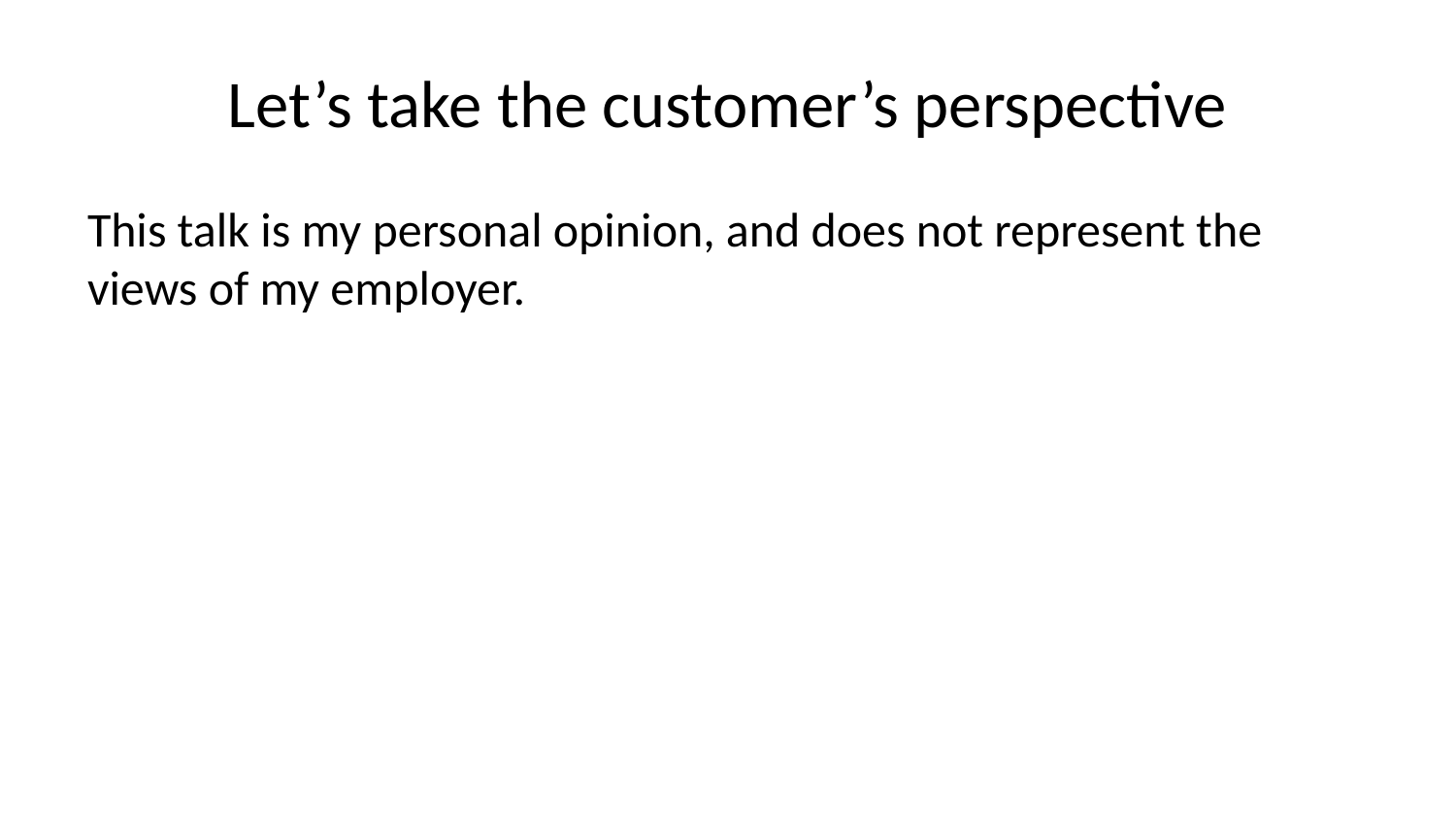# Let’s take the customer’s perspective

This talk is my personal opinion, and does not represent the views of my employer.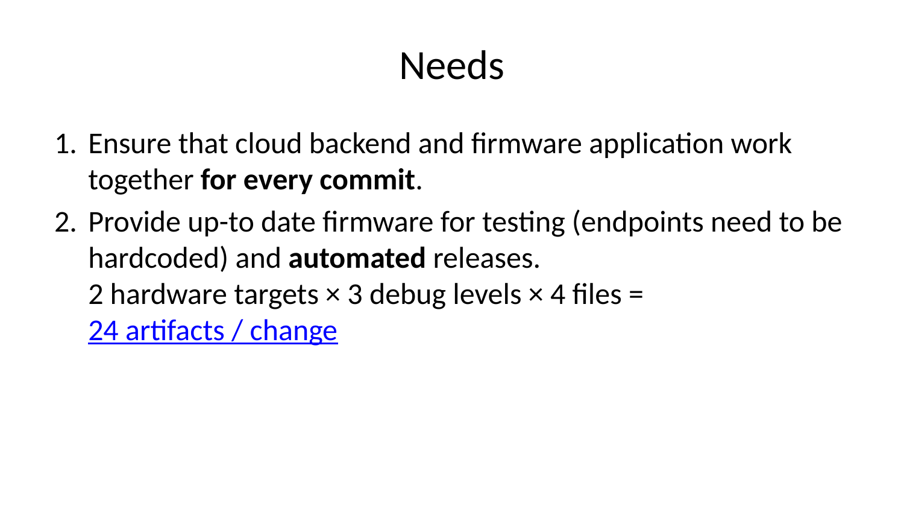# Needs

1. Ensure that cloud backend and firmware application work together **for every commit**.
2. Provide up-to date firmware for testing (endpoints need to be hardcoded) and **automated** releases.
   2 hardware targets × 3 debug levels × 4 files =
   24 artifacts / change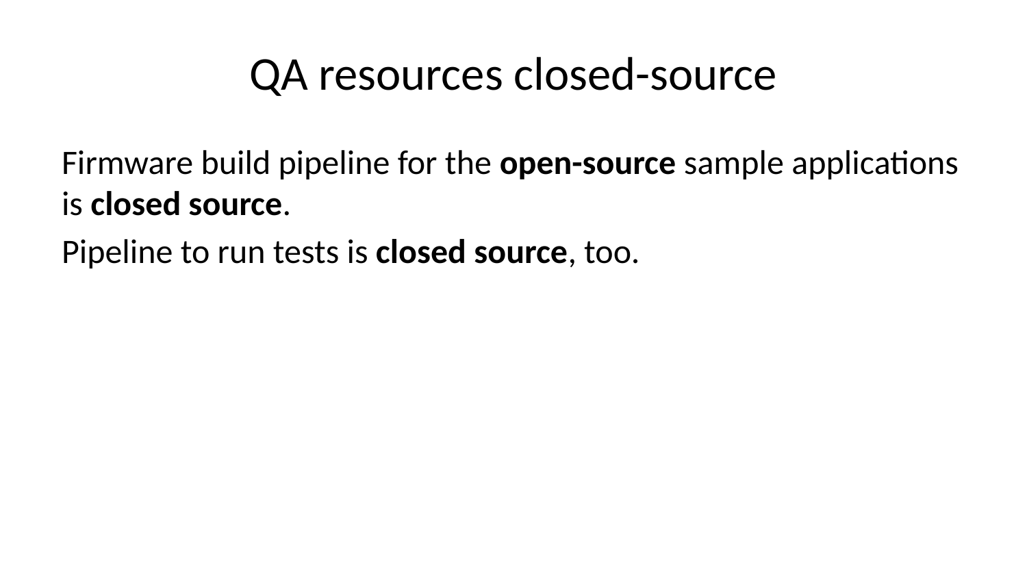# QA resources closed-source

Firmware build pipeline for the **open-source** sample applications is **closed source**.

Pipeline to run tests is **closed source**, too.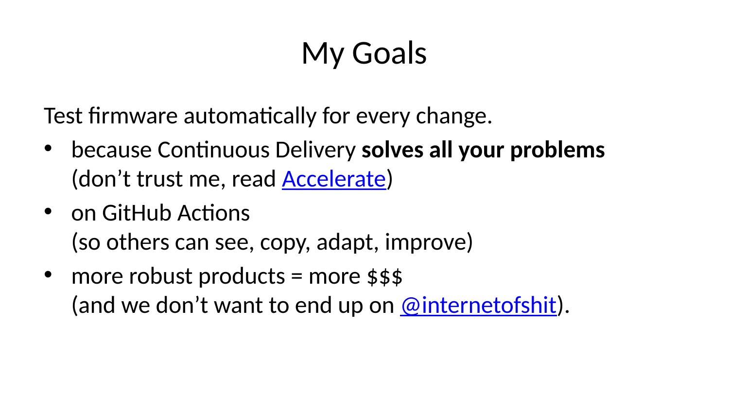# My Goals

Test firmware automatically for every change.

- because Continuous Delivery **solves all your problems** (don’t trust me, read [Accelerate])
- on GitHub Actions (so others can see, copy, adapt, improve)
- more robust products = more $$$ (and we don’t want to end up on [@internetofshit]).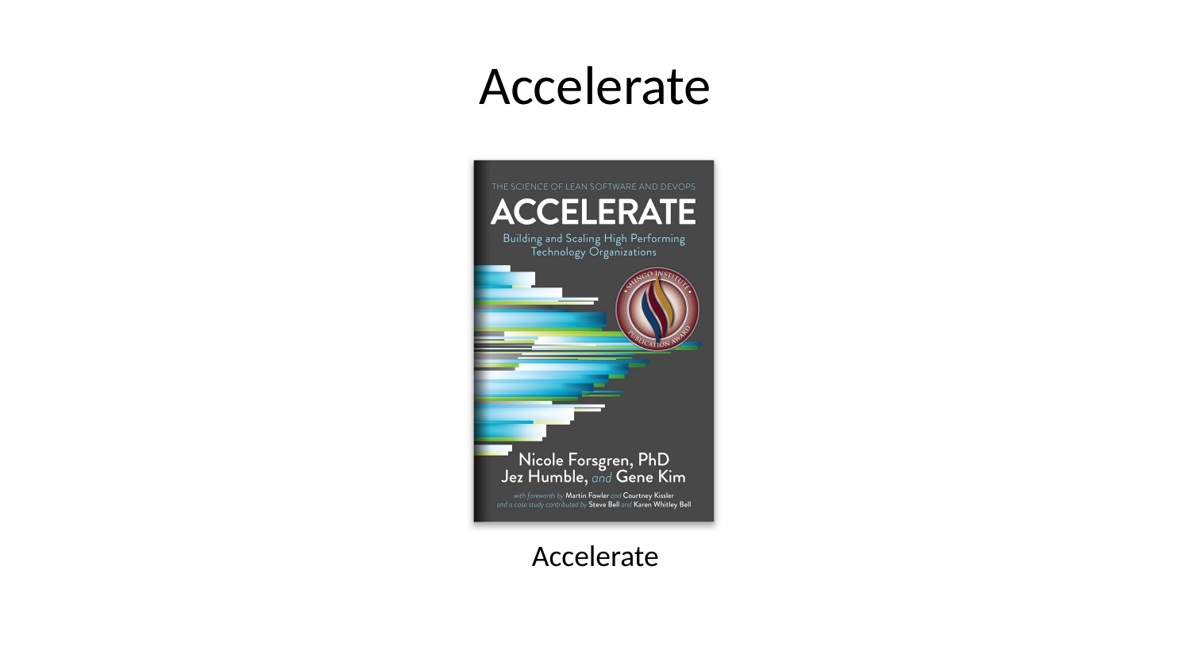# Accelerate

Accelerate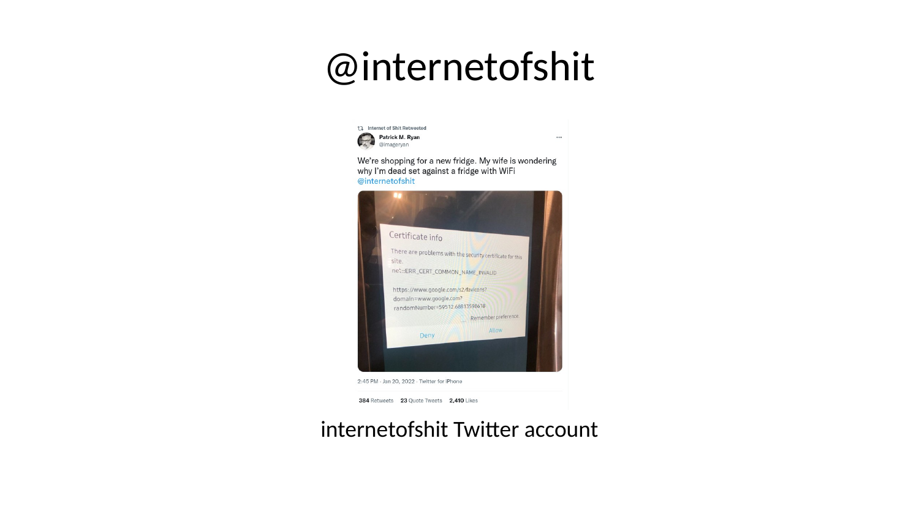# @internetofshit

Internet of Shit Retweeted

**Patrick M. Ryan**
@imageryan

We're shopping for a new fridge. My wife is wondering why I'm dead set against a fridge with WiFi @internetofshit

Certificate info

There are problems with the security certificate for this site.
net::ERR_CERT_COMMON_NAME_INVALID

https://www.google.com/s2/favicons?domain=www.google.com?randomNumber=59512.68813598618

Remember preference

Deny Allow

2:45 PM · Jan 20, 2022 · Twitter for iPhone

**384** Retweets **23** Quote Tweets **2,410** Likes

internetofshit Twitter account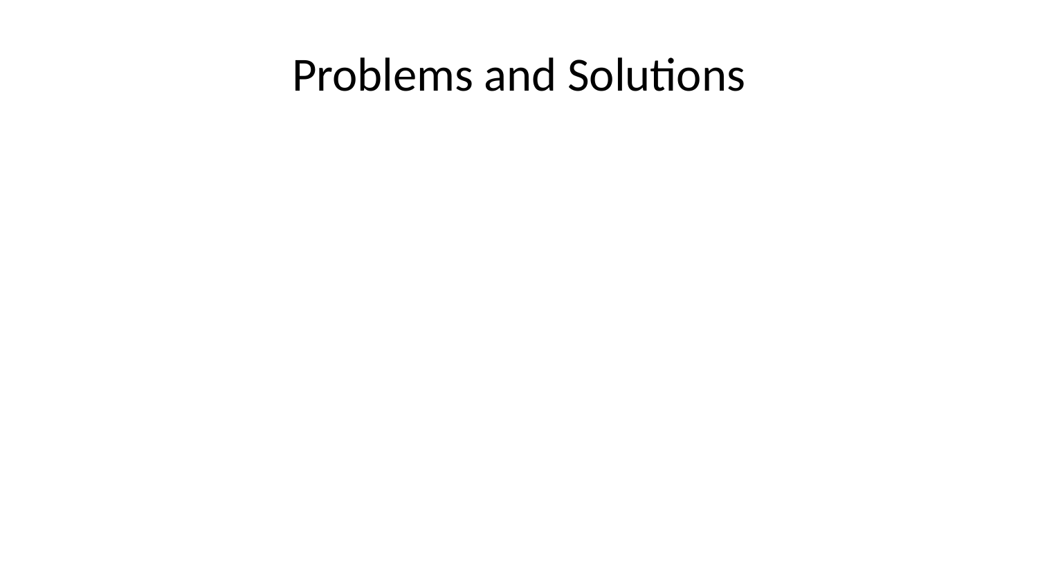# Problems and Solutions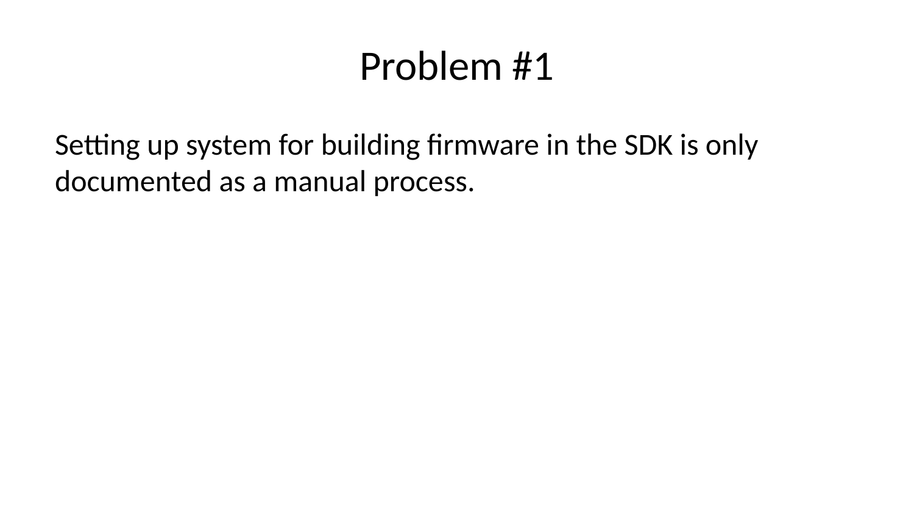# Problem #1

Setting up system for building firmware in the SDK is only documented as a manual process.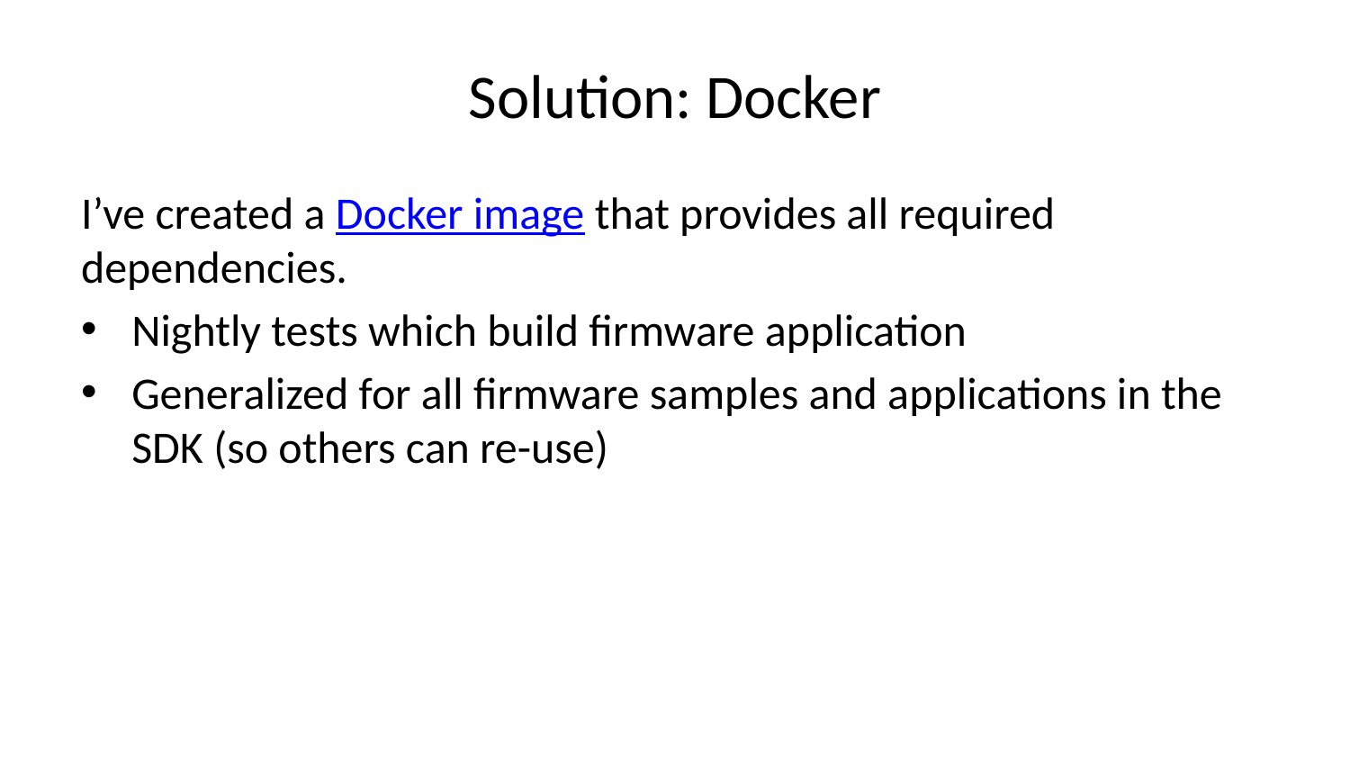# Solution: Docker

I’ve created a Docker image that provides all required dependencies.

- Nightly tests which build firmware application
- Generalized for all firmware samples and applications in the SDK (so others can re-use)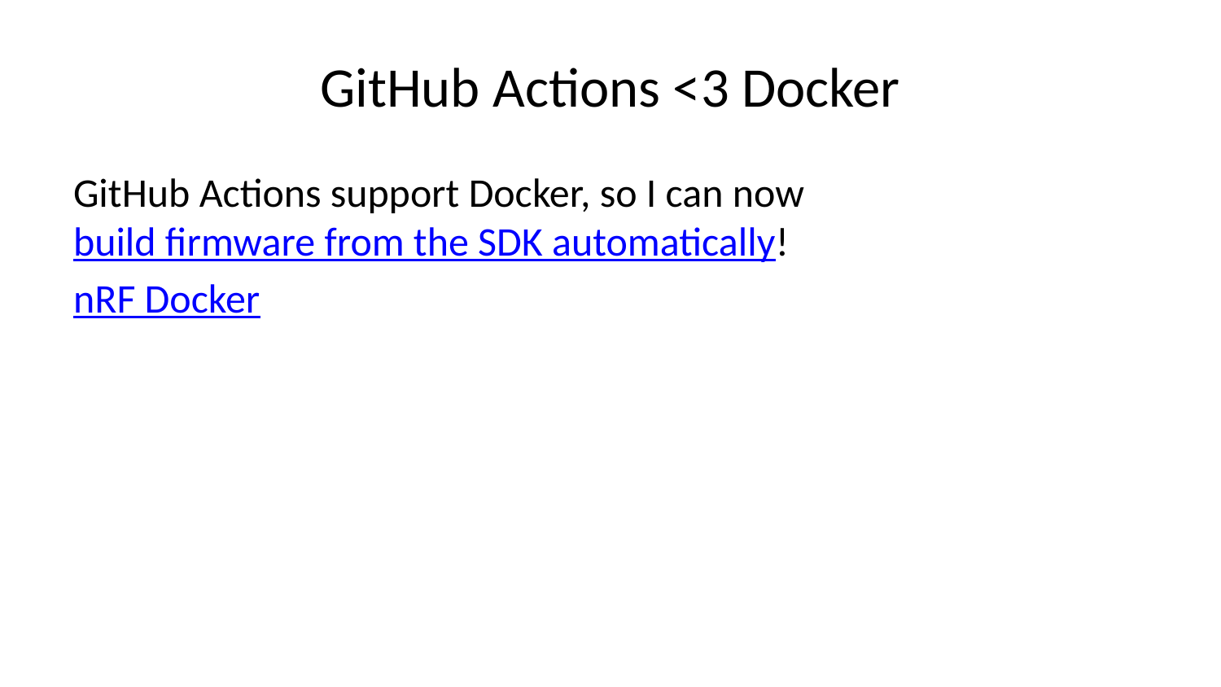# GitHub Actions <3 Docker

GitHub Actions support Docker, so I can now build firmware from the SDK automatically!

nRF Docker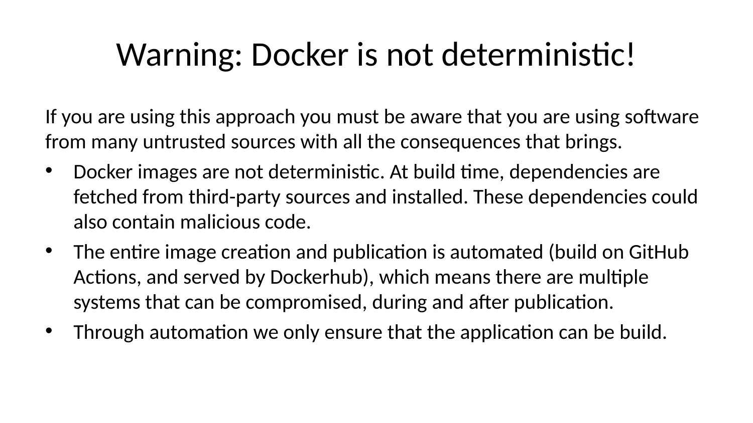# Warning: Docker is not deterministic!

If you are using this approach you must be aware that you are using software from many untrusted sources with all the consequences that brings.

- Docker images are not deterministic. At build time, dependencies are fetched from third-party sources and installed. These dependencies could also contain malicious code.
- The entire image creation and publication is automated (build on GitHub Actions, and served by Dockerhub), which means there are multiple systems that can be compromised, during and after publication.
- Through automation we only ensure that the application can be build.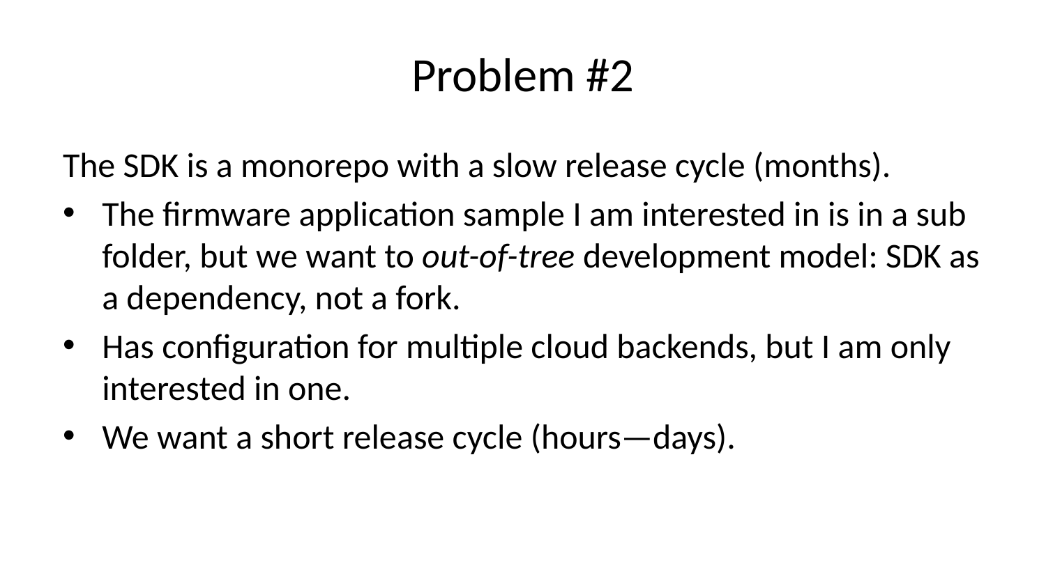# Problem #2

The SDK is a monorepo with a slow release cycle (months).

- The firmware application sample I am interested in is in a sub folder, but we want to *out-of-tree* development model: SDK as a dependency, not a fork.
- Has configuration for multiple cloud backends, but I am only interested in one.
- We want a short release cycle (hours—days).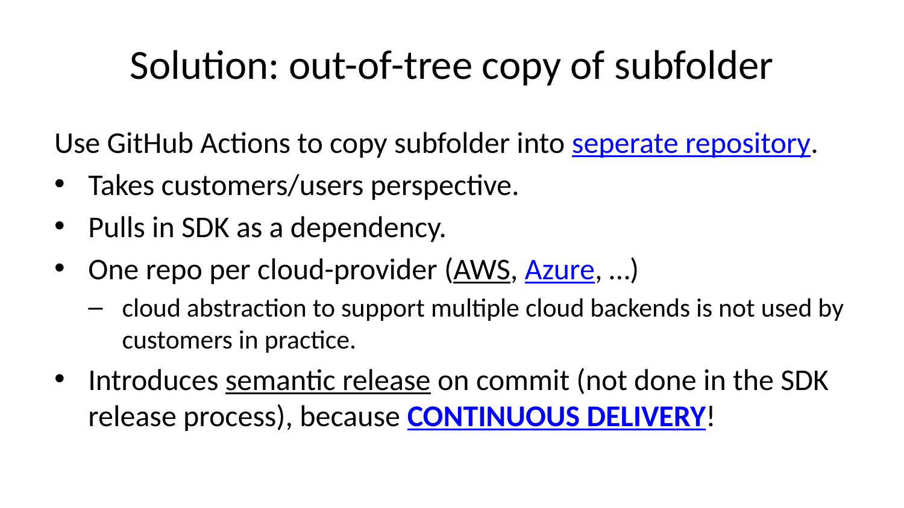# Solution: out-of-tree copy of subfolder

Use GitHub Actions to copy subfolder into seperate repository.

- Takes customers/users perspective.
- Pulls in SDK as a dependency.
- One repo per cloud-provider (AWS, Azure, …)
  - cloud abstraction to support multiple cloud backends is not used by customers in practice.
- Introduces semantic release on commit (not done in the SDK release process), because **CONTINUOUS DELIVERY**!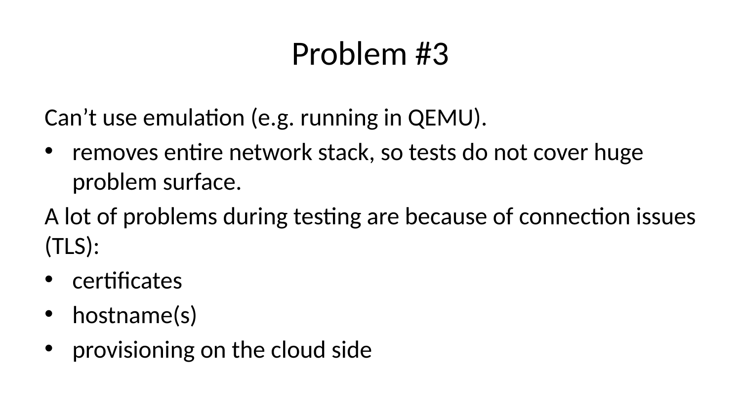# Problem #3

Can’t use emulation (e.g. running in QEMU).

- removes entire network stack, so tests do not cover huge problem surface.

A lot of problems during testing are because of connection issues (TLS):

- certificates
- hostname(s)
- provisioning on the cloud side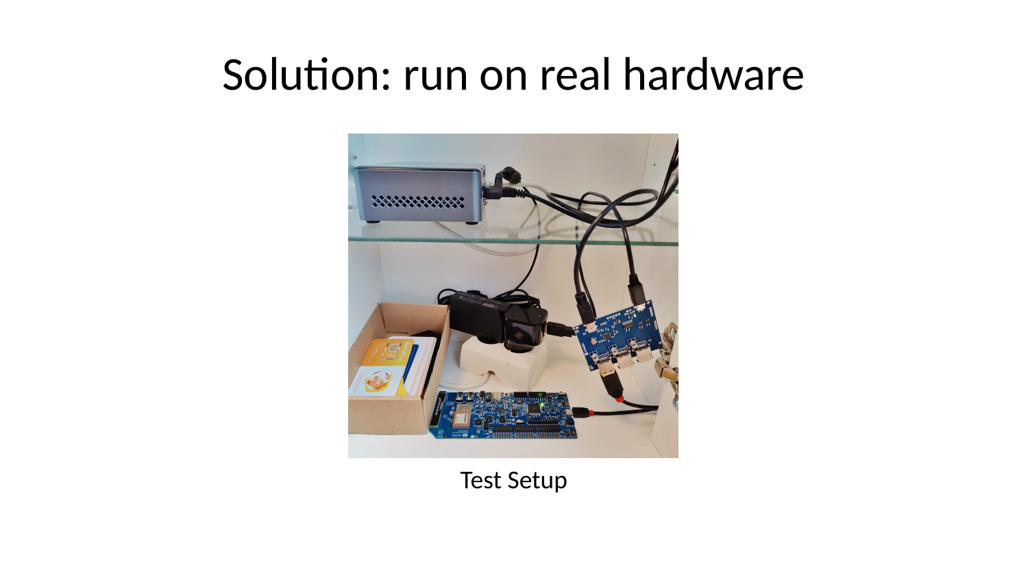# Solution: run on real hardware

Test Setup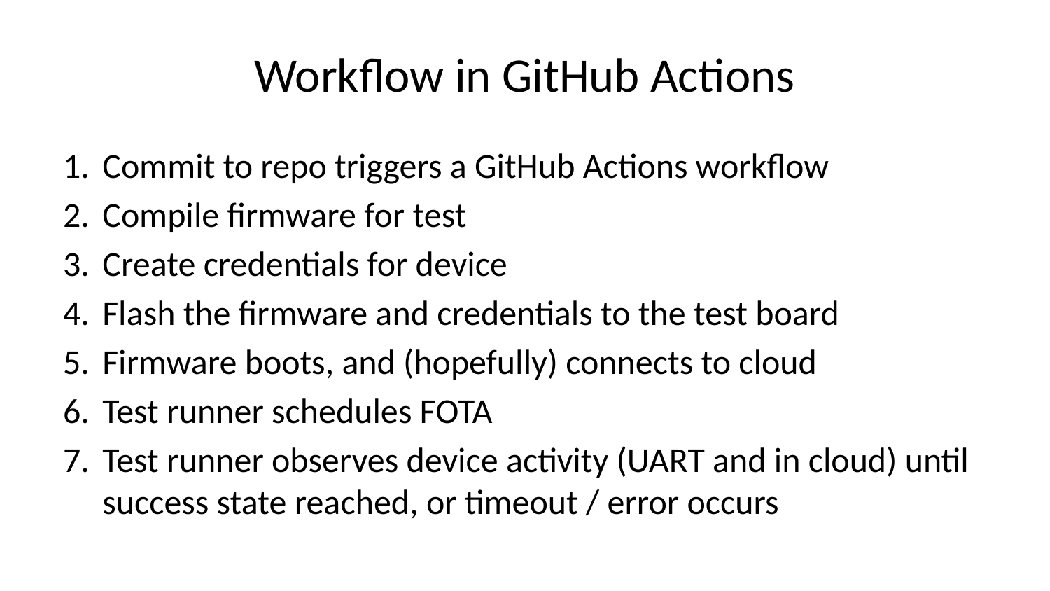# Workflow in GitHub Actions

1. Commit to repo triggers a GitHub Actions workflow
2. Compile firmware for test
3. Create credentials for device
4. Flash the firmware and credentials to the test board
5. Firmware boots, and (hopefully) connects to cloud
6. Test runner schedules FOTA
7. Test runner observes device activity (UART and in cloud) until success state reached, or timeout / error occurs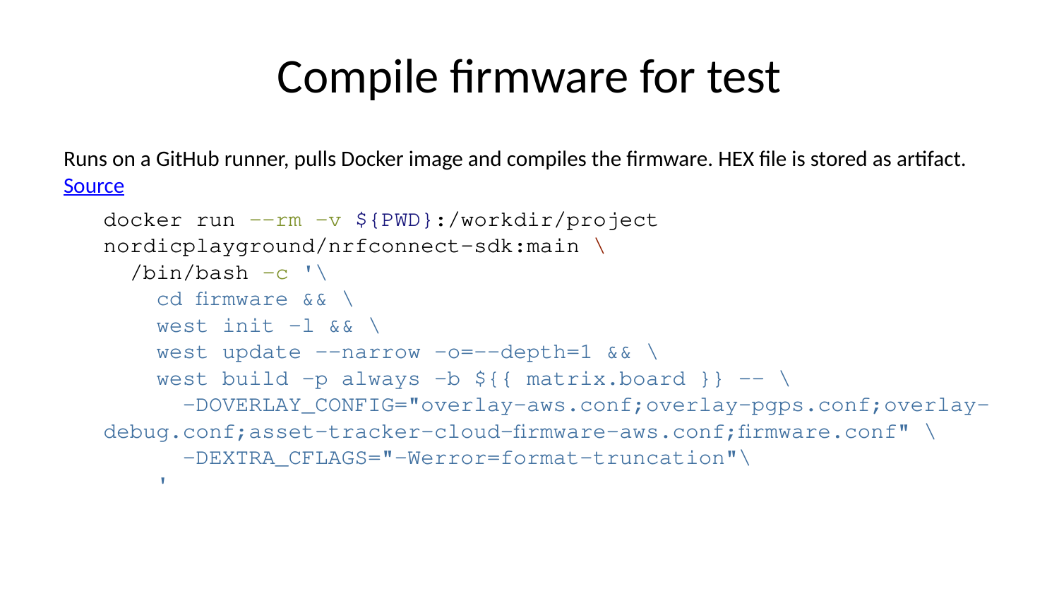# Compile firmware for test

Runs on a GitHub runner, pulls Docker image and compiles the firmware. HEX file is stored as artifact.
Source

```
docker run --rm -v ${PWD}:/workdir/project
nordicplayground/nrfconnect-sdk:main \
  /bin/bash -c '\
    cd firmware && \
    west init -l && \
    west update --narrow -o=--depth=1 && \
    west build -p always -b ${{ matrix.board }} -- \
      -DOVERLAY_CONFIG="overlay-aws.conf;overlay-pgps.conf;overlay-
debug.conf;asset-tracker-cloud-firmware-aws.conf;firmware.conf" \
      -DEXTRA_CFLAGS="-Werror=format-truncation"\
    '
```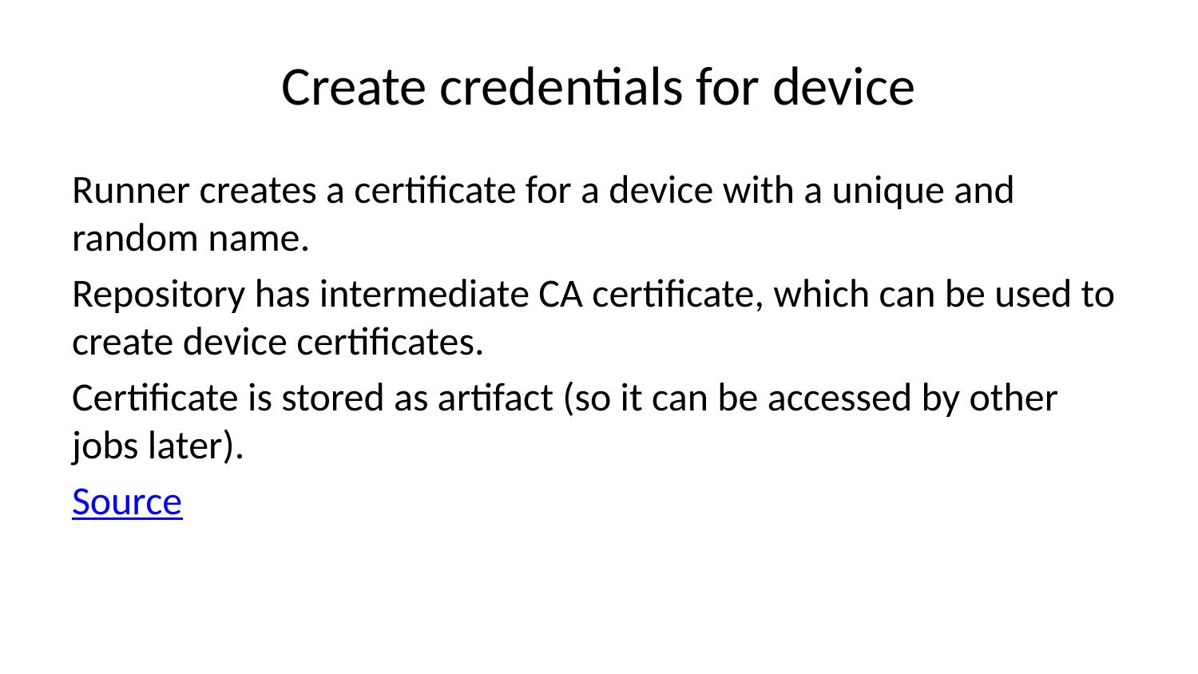# Create credentials for device

Runner creates a certificate for a device with a unique and random name.

Repository has intermediate CA certificate, which can be used to create device certificates.

Certificate is stored as artifact (so it can be accessed by other jobs later).

Source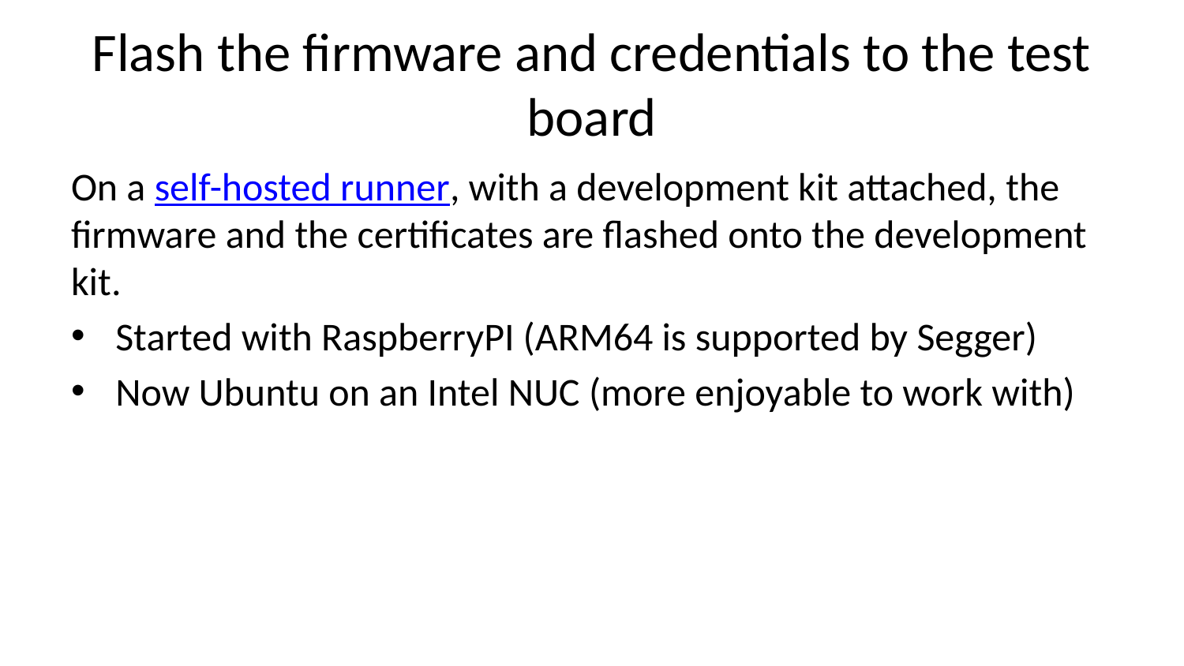# Flash the firmware and credentials to the test board

On a self-hosted runner, with a development kit attached, the firmware and the certificates are flashed onto the development kit.

- Started with RaspberryPI (ARM64 is supported by Segger)
- Now Ubuntu on an Intel NUC (more enjoyable to work with)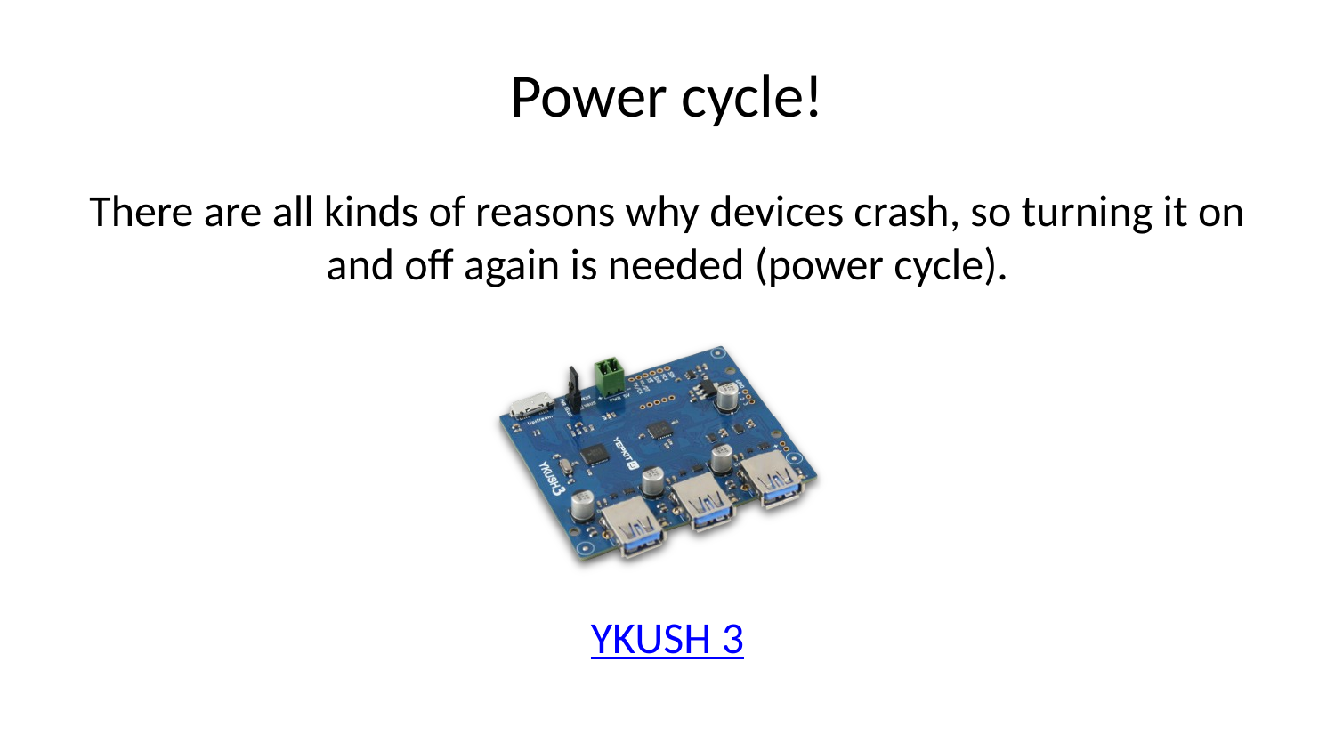# Power cycle!

There are all kinds of reasons why devices crash, so turning it on and off again is needed (power cycle).

YKUSH 3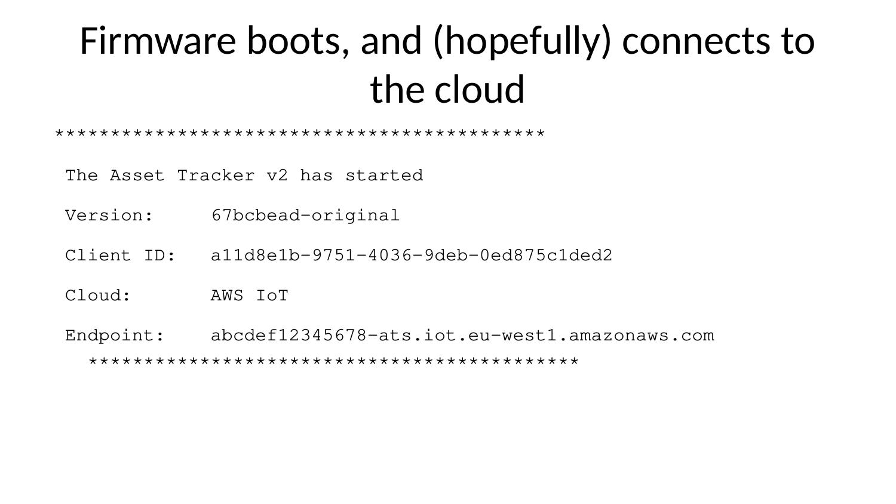# Firmware boots, and (hopefully) connects to the cloud

```
*******************************************

 The Asset Tracker v2 has started

 Version:     67bcbead-original

 Client ID:   a11d8e1b-9751-4036-9deb-0ed875c1ded2

 Cloud:       AWS IoT

 Endpoint:    abcdef12345678-ats.iot.eu-west1.amazonaws.com
   *******************************************
```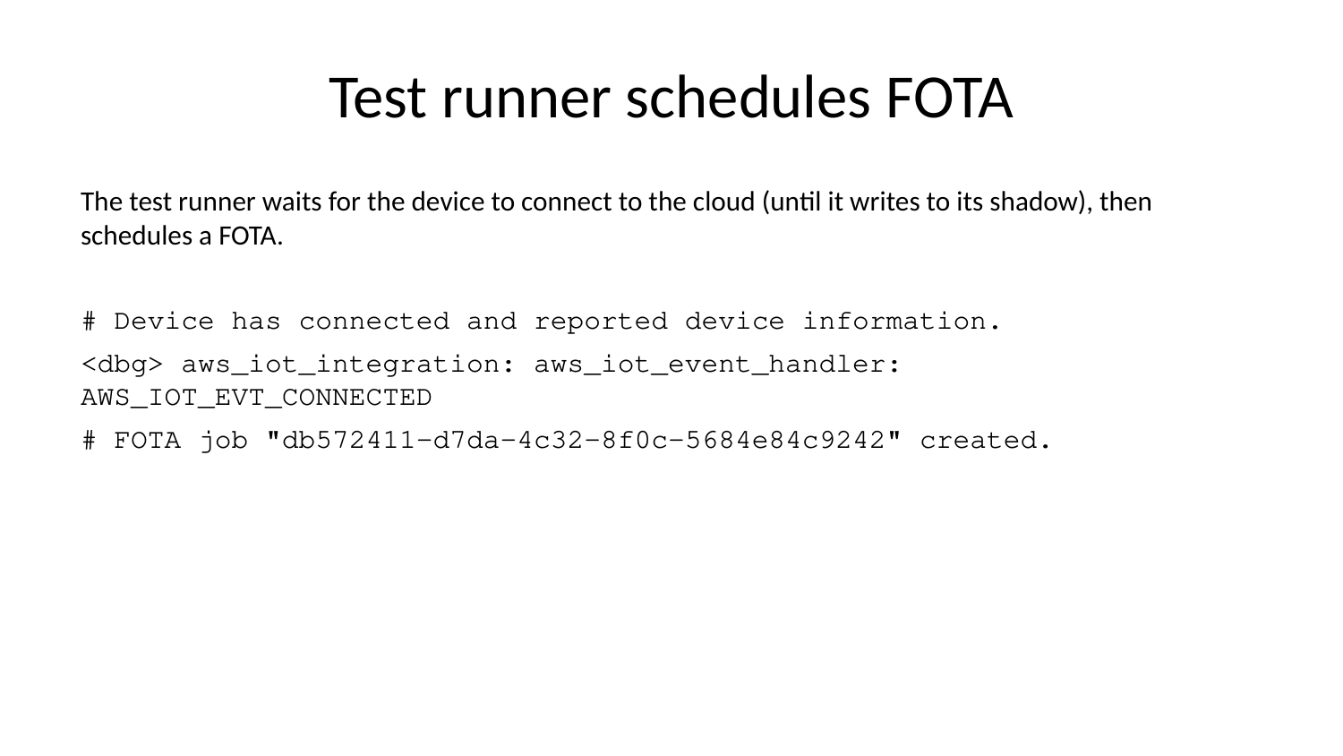# Test runner schedules FOTA

The test runner waits for the device to connect to the cloud (until it writes to its shadow), then schedules a FOTA.

```
# Device has connected and reported device information.
<dbg> aws_iot_integration: aws_iot_event_handler: AWS_IOT_EVT_CONNECTED
# FOTA job "db572411-d7da-4c32-8f0c-5684e84c9242" created.
```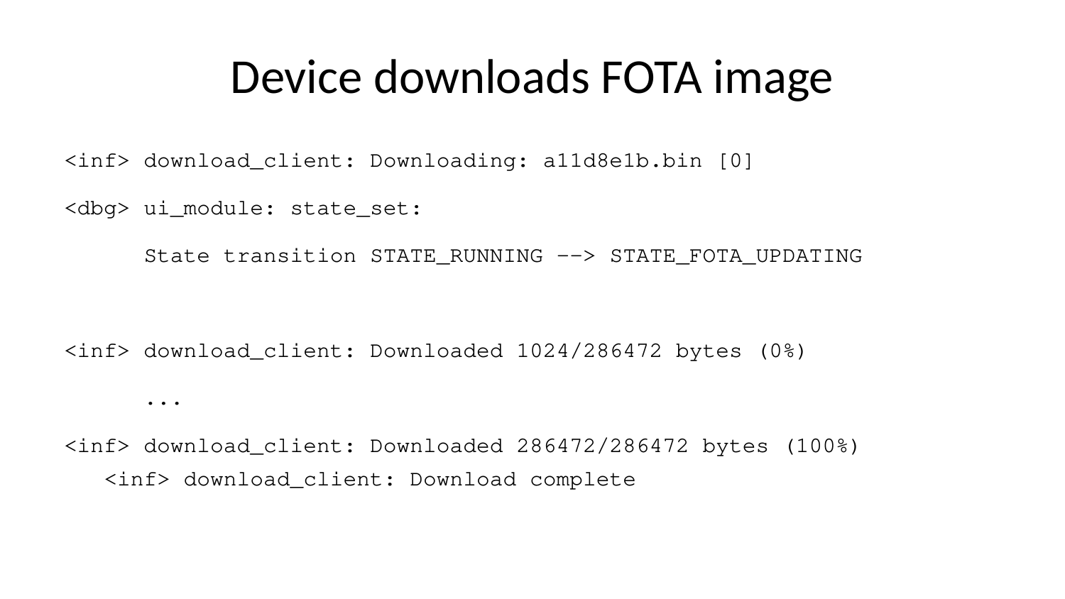# Device downloads FOTA image

```
<inf> download_client: Downloading: a11d8e1b.bin [0]

<dbg> ui_module: state_set:

      State transition STATE_RUNNING --> STATE_FOTA_UPDATING


<inf> download_client: Downloaded 1024/286472 bytes (0%)

      ...

<inf> download_client: Downloaded 286472/286472 bytes (100%)
   <inf> download_client: Download complete
```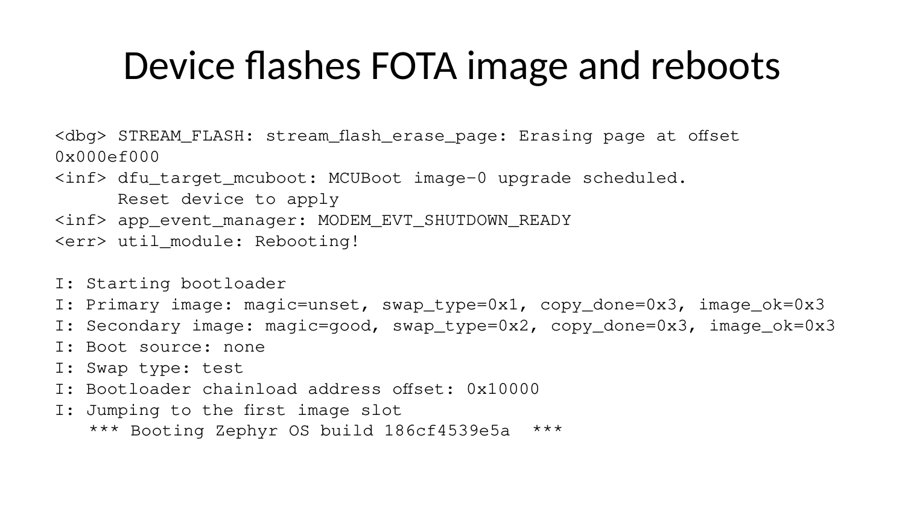# Device flashes FOTA image and reboots

```
<dbg> STREAM_FLASH: stream_flash_erase_page: Erasing page at offset
0x000ef000
<inf> dfu_target_mcuboot: MCUBoot image-0 upgrade scheduled.
      Reset device to apply
<inf> app_event_manager: MODEM_EVT_SHUTDOWN_READY
<err> util_module: Rebooting!

I: Starting bootloader
I: Primary image: magic=unset, swap_type=0x1, copy_done=0x3, image_ok=0x3
I: Secondary image: magic=good, swap_type=0x2, copy_done=0x3, image_ok=0x3
I: Boot source: none
I: Swap type: test
I: Bootloader chainload address offset: 0x10000
I: Jumping to the first image slot
   *** Booting Zephyr OS build 186cf4539e5a  ***
```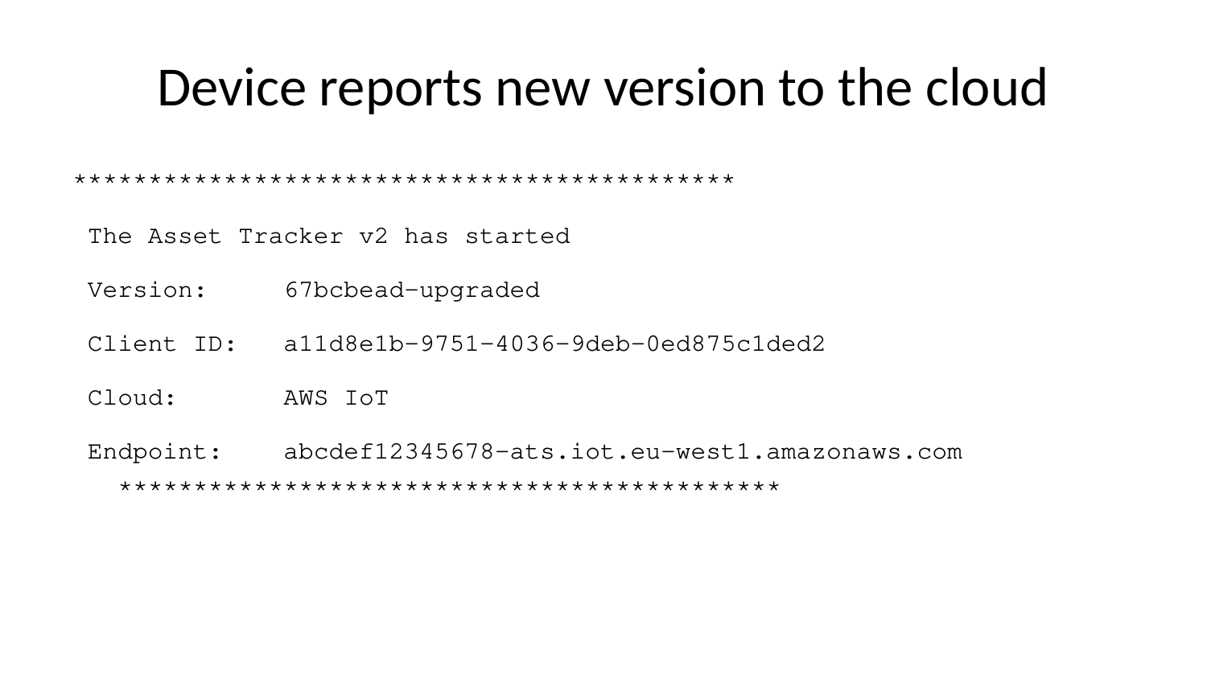# Device reports new version to the cloud

```
*******************************************
 The Asset Tracker v2 has started
 Version:     67bcbead-upgraded
 Client ID:   a11d8e1b-9751-4036-9deb-0ed875c1ded2
 Cloud:       AWS IoT
 Endpoint:    abcdef12345678-ats.iot.eu-west1.amazonaws.com
*******************************************
```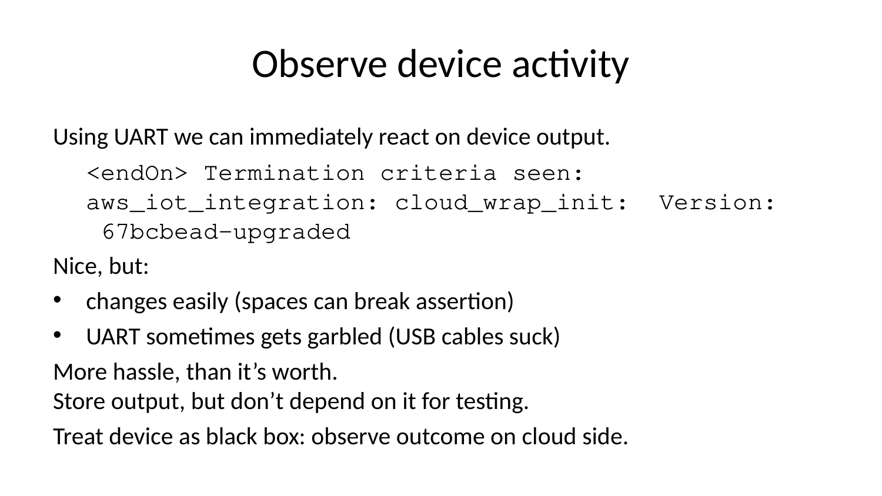# Observe device activity

Using UART we can immediately react on device output.

```
<endOn> Termination criteria seen:
aws_iot_integration: cloud_wrap_init:  Version:
 67bcbead-upgraded
```

Nice, but:

- changes easily (spaces can break assertion)
- UART sometimes gets garbled (USB cables suck)

More hassle, than it's worth.
Store output, but don't depend on it for testing.

Treat device as black box: observe outcome on cloud side.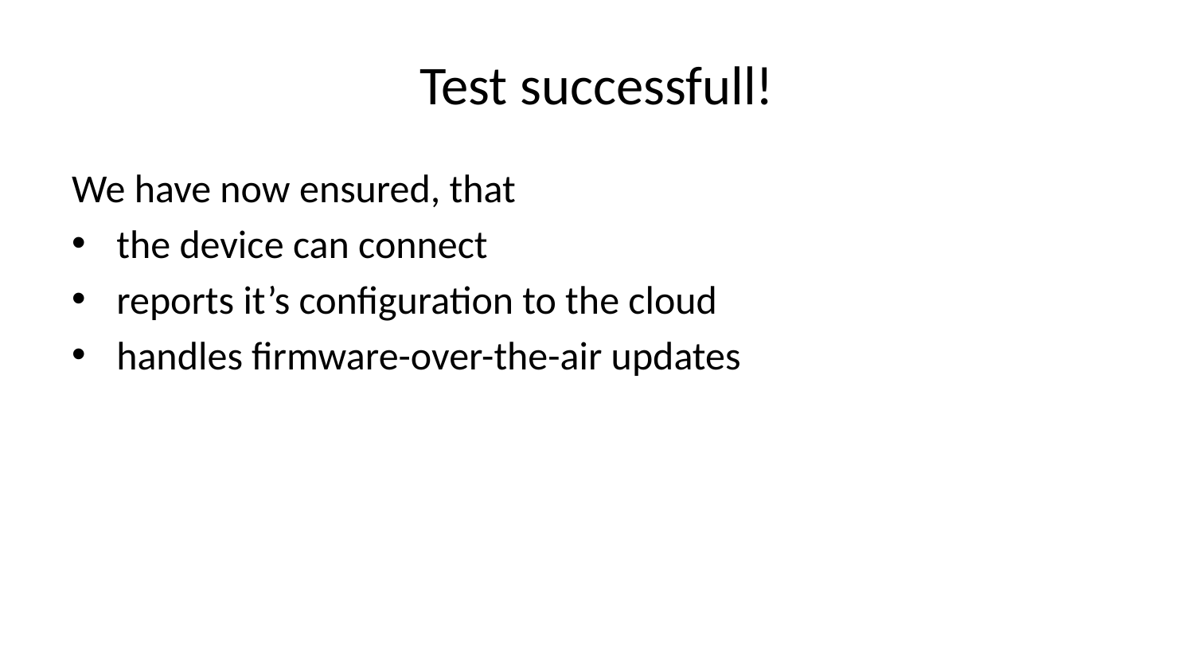# Test successfull!

We have now ensured, that

- the device can connect
- reports it's configuration to the cloud
- handles firmware-over-the-air updates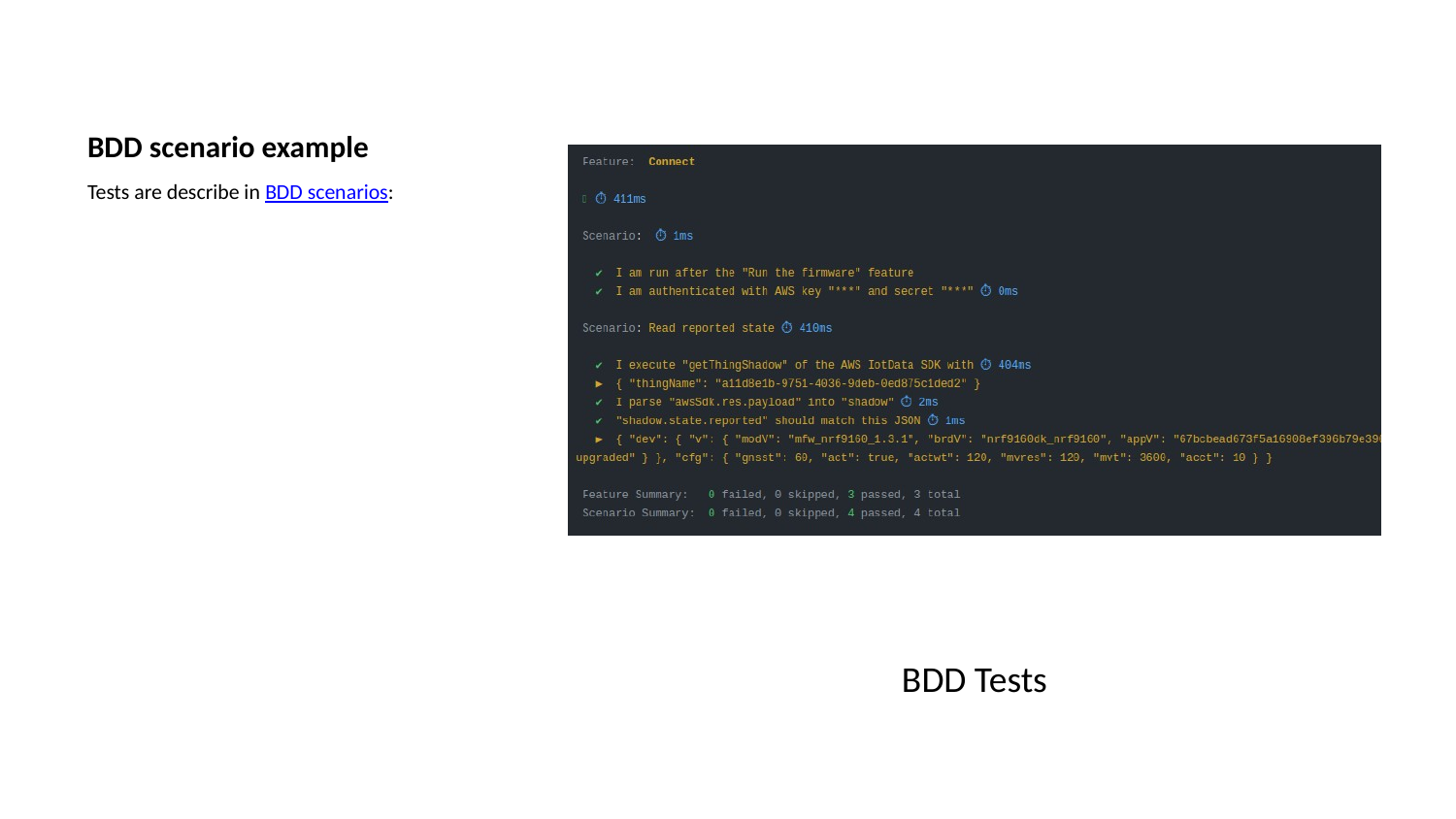## BDD scenario example

Tests are describe in BDD scenarios:

```
Feature:  Connect

 ⏱ 411ms

Scenario:  ⏱ 1ms

  ✔  I am run after the "Run the firmware" feature
  ✔  I am authenticated with AWS key "***" and secret "***" ⏱ 0ms

Scenario: Read reported state ⏱ 410ms

  ✔  I execute "getThingShadow" of the AWS IotData SDK with ⏱ 404ms
  ▶  { "thingName": "a11d8e1b-9751-4036-9deb-0ed875c1ded2" }
  ✔  I parse "awsSdk.res.payload" into "shadow" ⏱ 2ms
  ✔  "shadow.state.reported" should match this JSON ⏱ 1ms
  ▶  { "dev": { "v": { "modV": "mfw_nrf9160_1.3.1", "brdV": "nrf9160dk_nrf9160", "appV": "67bcbead673f5a16908ef396b79e390
upgraded" } }, "cfg": { "gnsst": 60, "act": true, "actwt": 120, "mvres": 120, "mvt": 3600, "acct": 10 } }

Feature Summary:   0 failed, 0 skipped, 3 passed, 3 total
Scenario Summary:  0 failed, 0 skipped, 4 passed, 4 total
```

BDD Tests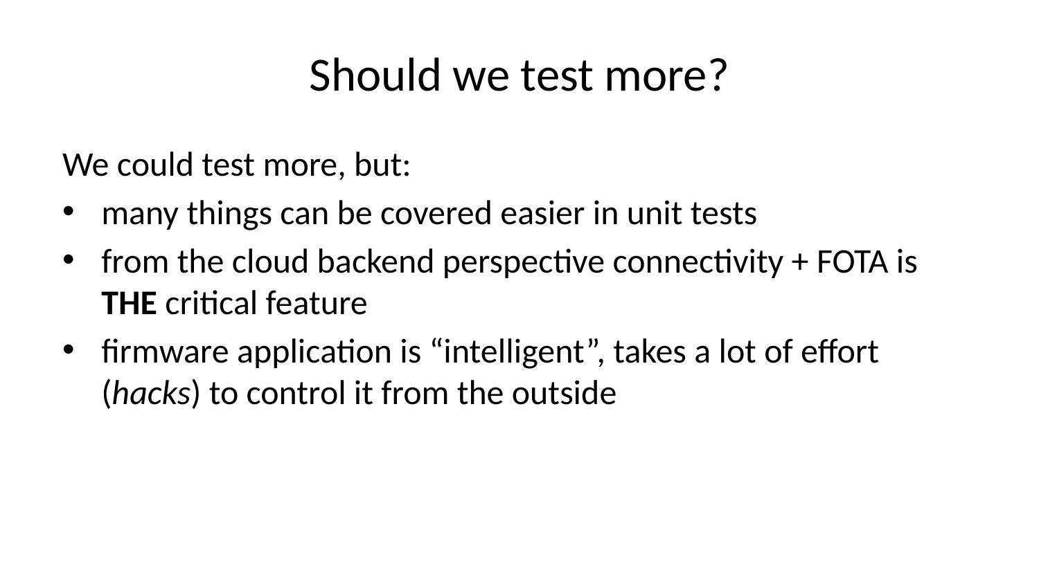# Should we test more?

We could test more, but:

- many things can be covered easier in unit tests
- from the cloud backend perspective connectivity + FOTA is **THE** critical feature
- firmware application is “intelligent”, takes a lot of effort (*hacks*) to control it from the outside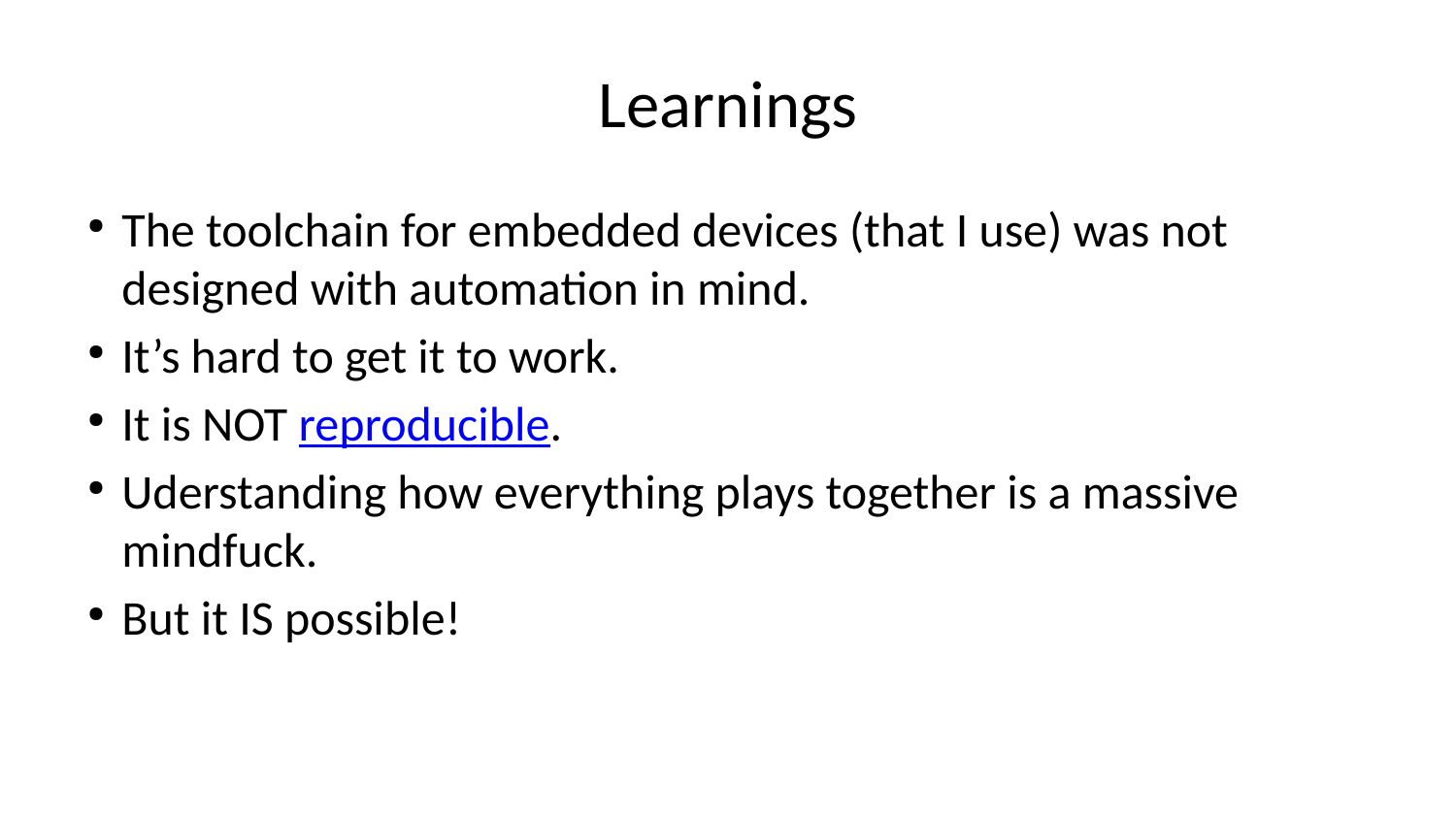# Learnings

- The toolchain for embedded devices (that I use) was not designed with automation in mind.
- It's hard to get it to work.
- It is NOT reproducible.
- Uderstanding how everything plays together is a massive mindfuck.
- But it IS possible!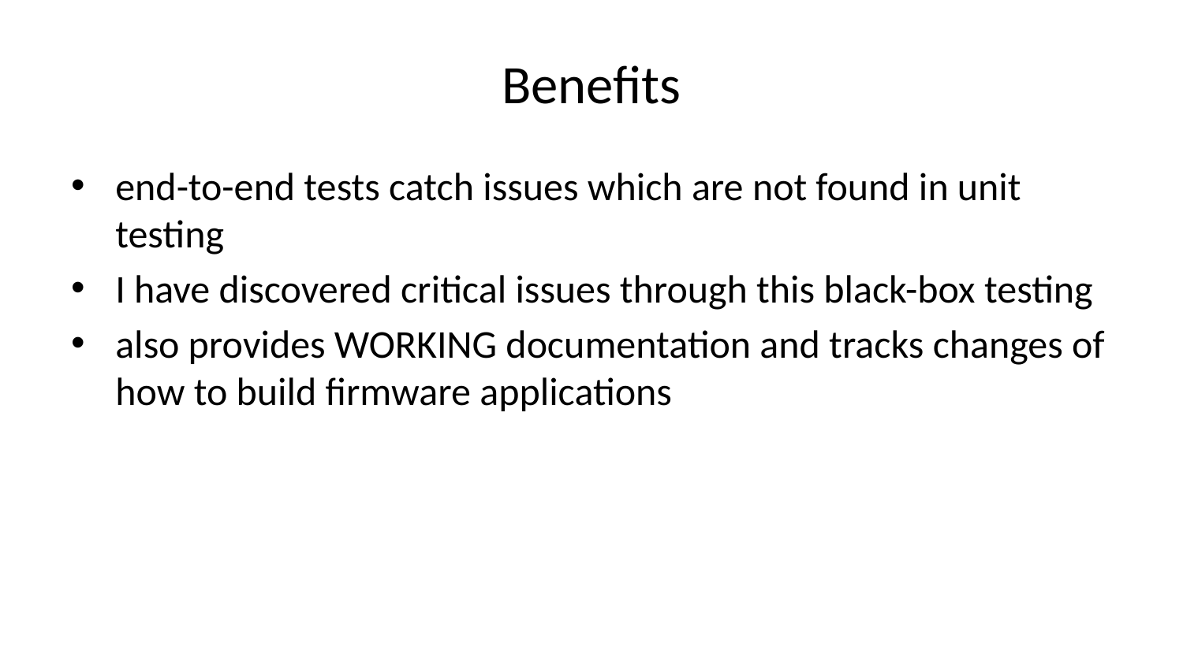# Benefits

- end-to-end tests catch issues which are not found in unit testing
- I have discovered critical issues through this black-box testing
- also provides WORKING documentation and tracks changes of how to build firmware applications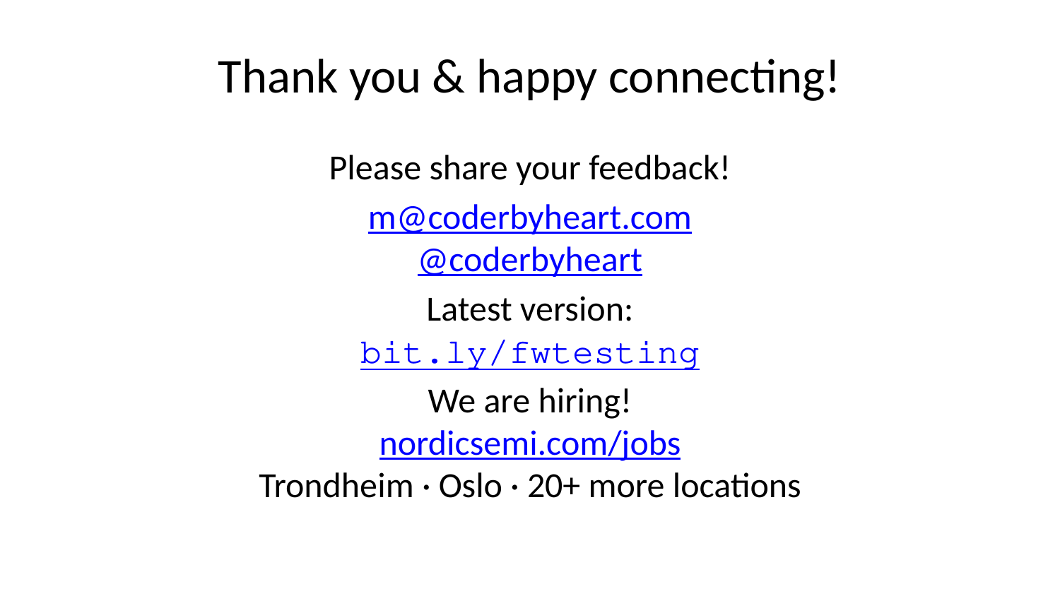# Thank you & happy connecting!

Please share your feedback!

m@coderbyheart.com

@coderbyheart

Latest version:

`bit.ly/fwtesting`

We are hiring!

nordicsemi.com/jobs

Trondheim · Oslo · 20+ more locations